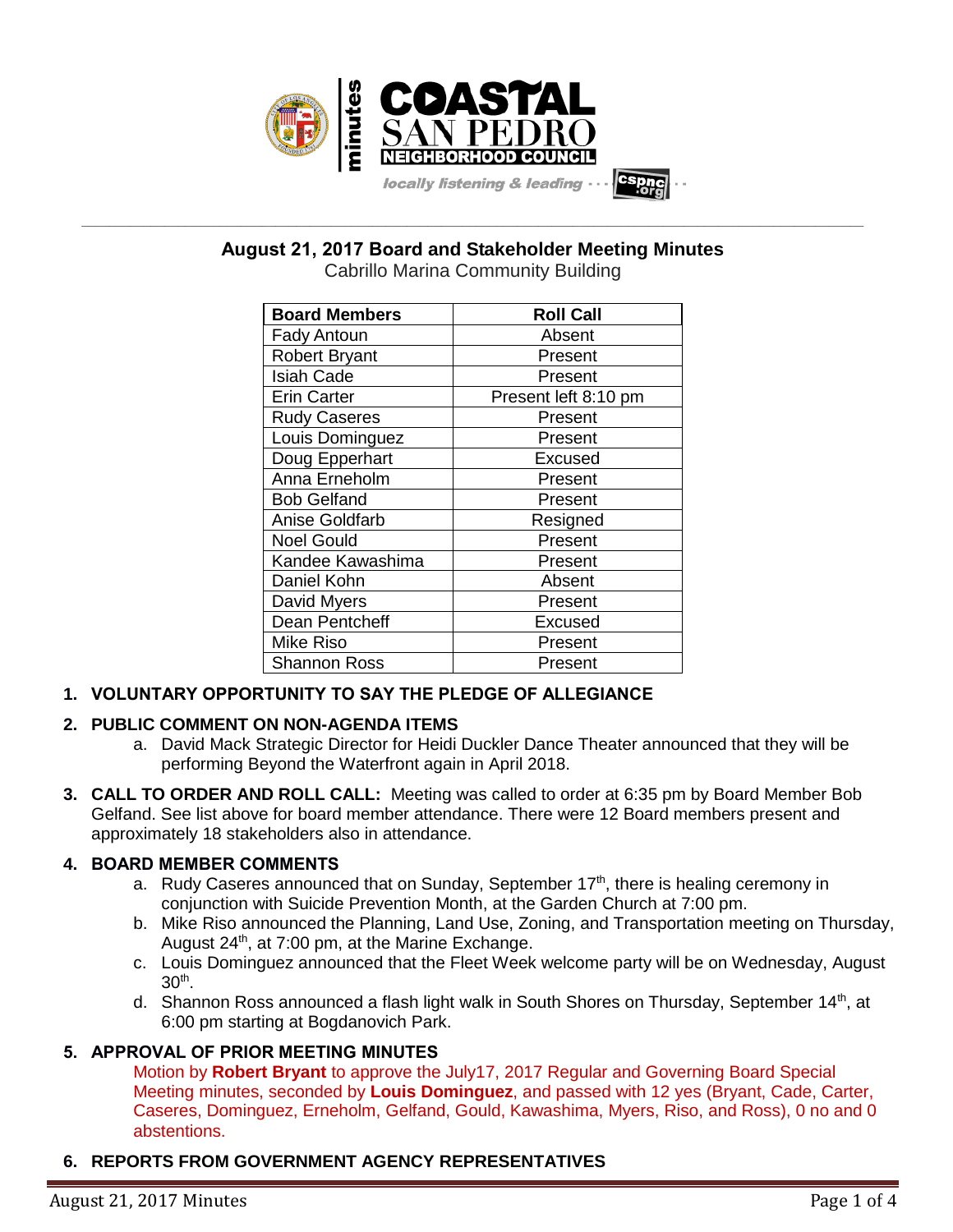minutes

**COASTAL SAN PEDRO NEIGHBORHOOD COUNCIL**

*locally listening & leading* · · · cspnc.org · ·

## August 21, 2017 Board and Stakeholder Meeting Minutes

Cabrillo Marina Community Building

| Board Members | Roll Call |
|---|---|
| Fady Antoun | Absent |
| Robert Bryant | Present |
| Isiah Cade | Present |
| Erin Carter | Present left 8:10 pm |
| Rudy Caseres | Present |
| Louis Dominguez | Present |
| Doug Epperhart | Excused |
| Anna Erneholm | Present |
| Bob Gelfand | Present |
| Anise Goldfarb | Resigned |
| Noel Gould | Present |
| Kandee Kawashima | Present |
| Daniel Kohn | Absent |
| David Myers | Present |
| Dean Pentcheff | Excused |
| Mike Riso | Present |
| Shannon Ross | Present |

**1. VOLUNTARY OPPORTUNITY TO SAY THE PLEDGE OF ALLEGIANCE**

**2. PUBLIC COMMENT ON NON-AGENDA ITEMS**

a. David Mack Strategic Director for Heidi Duckler Dance Theater announced that they will be performing Beyond the Waterfront again in April 2018.

**3. CALL TO ORDER AND ROLL CALL:** Meeting was called to order at 6:35 pm by Board Member Bob Gelfand. See list above for board member attendance. There were 12 Board members present and approximately 18 stakeholders also in attendance.

**4. BOARD MEMBER COMMENTS**

a. Rudy Caseres announced that on Sunday, September 17th, there is healing ceremony in conjunction with Suicide Prevention Month, at the Garden Church at 7:00 pm.

b. Mike Riso announced the Planning, Land Use, Zoning, and Transportation meeting on Thursday, August 24th, at 7:00 pm, at the Marine Exchange.

c. Louis Dominguez announced that the Fleet Week welcome party will be on Wednesday, August 30th.

d. Shannon Ross announced a flash light walk in South Shores on Thursday, September 14th, at 6:00 pm starting at Bogdanovich Park.

**5. APPROVAL OF PRIOR MEETING MINUTES**

Motion by **Robert Bryant** to approve the July17, 2017 Regular and Governing Board Special Meeting minutes, seconded by **Louis Dominguez**, and passed with 12 yes (Bryant, Cade, Carter, Caseres, Dominguez, Erneholm, Gelfand, Gould, Kawashima, Myers, Riso, and Ross), 0 no and 0 abstentions.

**6. REPORTS FROM GOVERNMENT AGENCY REPRESENTATIVES**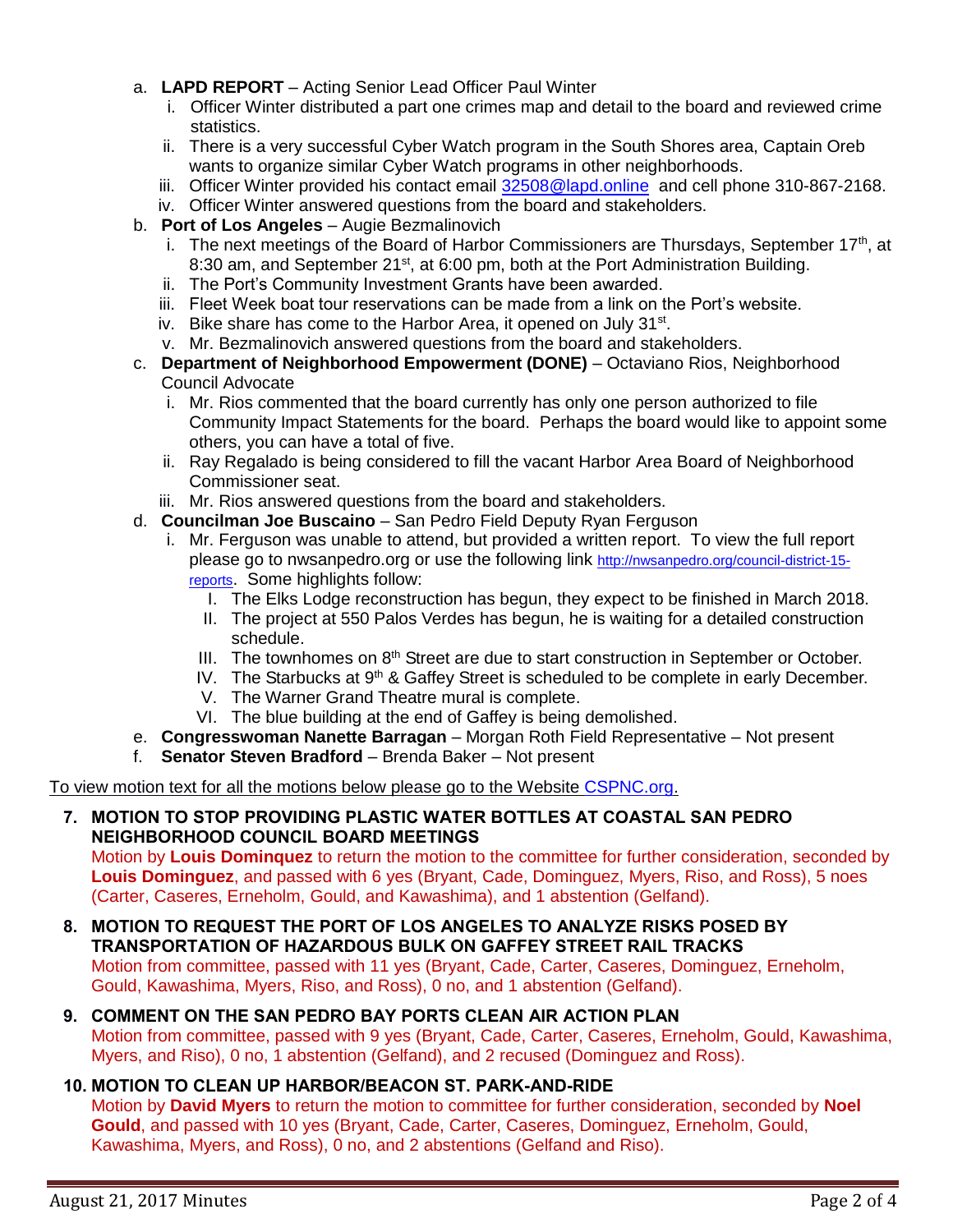a. **LAPD REPORT** – Acting Senior Lead Officer Paul Winter
   i. Officer Winter distributed a part one crimes map and detail to the board and reviewed crime statistics.
   ii. There is a very successful Cyber Watch program in the South Shores area, Captain Oreb wants to organize similar Cyber Watch programs in other neighborhoods.
   iii. Officer Winter provided his contact email 32508@lapd.online and cell phone 310-867-2168.
   iv. Officer Winter answered questions from the board and stakeholders.

b. **Port of Los Angeles** – Augie Bezmalinovich
   i. The next meetings of the Board of Harbor Commissioners are Thursdays, September 17th, at 8:30 am, and September 21st, at 6:00 pm, both at the Port Administration Building.
   ii. The Port's Community Investment Grants have been awarded.
   iii. Fleet Week boat tour reservations can be made from a link on the Port's website.
   iv. Bike share has come to the Harbor Area, it opened on July 31st.
   v. Mr. Bezmalinovich answered questions from the board and stakeholders.

c. **Department of Neighborhood Empowerment (DONE)** – Octaviano Rios, Neighborhood Council Advocate
   i. Mr. Rios commented that the board currently has only one person authorized to file Community Impact Statements for the board. Perhaps the board would like to appoint some others, you can have a total of five.
   ii. Ray Regalado is being considered to fill the vacant Harbor Area Board of Neighborhood Commissioner seat.
   iii. Mr. Rios answered questions from the board and stakeholders.

d. **Councilman Joe Buscaino** – San Pedro Field Deputy Ryan Ferguson
   i. Mr. Ferguson was unable to attend, but provided a written report. To view the full report please go to nwsanpedro.org or use the following link http://nwsanpedro.org/council-district-15-reports. Some highlights follow:
      I. The Elks Lodge reconstruction has begun, they expect to be finished in March 2018.
      II. The project at 550 Palos Verdes has begun, he is waiting for a detailed construction schedule.
      III. The townhomes on 8th Street are due to start construction in September or October.
      IV. The Starbucks at 9th & Gaffey Street is scheduled to be complete in early December.
      V. The Warner Grand Theatre mural is complete.
      VI. The blue building at the end of Gaffey is being demolished.

e. **Congresswoman Nanette Barragan** – Morgan Roth Field Representative – Not present

f. **Senator Steven Bradford** – Brenda Baker – Not present

To view motion text for all the motions below please go to the Website CSPNC.org.

**7. MOTION TO STOP PROVIDING PLASTIC WATER BOTTLES AT COASTAL SAN PEDRO NEIGHBORHOOD COUNCIL BOARD MEETINGS**

Motion by **Louis Dominquez** to return the motion to the committee for further consideration, seconded by **Louis Dominguez**, and passed with 6 yes (Bryant, Cade, Dominguez, Myers, Riso, and Ross), 5 noes (Carter, Caseres, Erneholm, Gould, and Kawashima), and 1 abstention (Gelfand).

**8. MOTION TO REQUEST THE PORT OF LOS ANGELES TO ANALYZE RISKS POSED BY TRANSPORTATION OF HAZARDOUS BULK ON GAFFEY STREET RAIL TRACKS**

Motion from committee, passed with 11 yes (Bryant, Cade, Carter, Caseres, Dominguez, Erneholm, Gould, Kawashima, Myers, Riso, and Ross), 0 no, and 1 abstention (Gelfand).

**9. COMMENT ON THE SAN PEDRO BAY PORTS CLEAN AIR ACTION PLAN**

Motion from committee, passed with 9 yes (Bryant, Cade, Carter, Caseres, Erneholm, Gould, Kawashima, Myers, and Riso), 0 no, 1 abstention (Gelfand), and 2 recused (Dominguez and Ross).

**10. MOTION TO CLEAN UP HARBOR/BEACON ST. PARK-AND-RIDE**

Motion by **David Myers** to return the motion to committee for further consideration, seconded by **Noel Gould**, and passed with 10 yes (Bryant, Cade, Carter, Caseres, Dominguez, Erneholm, Gould, Kawashima, Myers, and Ross), 0 no, and 2 abstentions (Gelfand and Riso).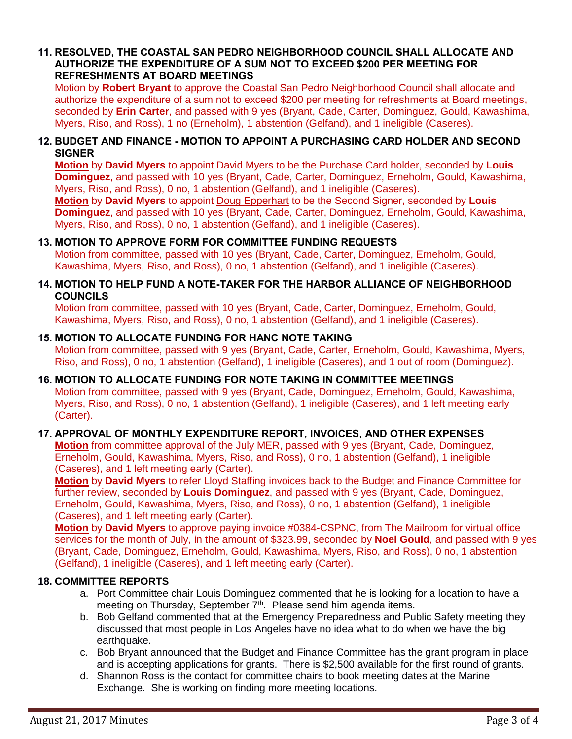**11. RESOLVED, THE COASTAL SAN PEDRO NEIGHBORHOOD COUNCIL SHALL ALLOCATE AND AUTHORIZE THE EXPENDITURE OF A SUM NOT TO EXCEED $200 PER MEETING FOR REFRESHMENTS AT BOARD MEETINGS**

Motion by **Robert Bryant** to approve the Coastal San Pedro Neighborhood Council shall allocate and authorize the expenditure of a sum not to exceed $200 per meeting for refreshments at Board meetings, seconded by **Erin Carter**, and passed with 9 yes (Bryant, Cade, Carter, Dominguez, Gould, Kawashima, Myers, Riso, and Ross), 1 no (Erneholm), 1 abstention (Gelfand), and 1 ineligible (Caseres).

**12. BUDGET AND FINANCE - MOTION TO APPOINT A PURCHASING CARD HOLDER AND SECOND SIGNER**

**Motion** by **David Myers** to appoint David Myers to be the Purchase Card holder, seconded by **Louis Dominguez**, and passed with 10 yes (Bryant, Cade, Carter, Dominguez, Erneholm, Gould, Kawashima, Myers, Riso, and Ross), 0 no, 1 abstention (Gelfand), and 1 ineligible (Caseres).

**Motion** by **David Myers** to appoint Doug Epperhart to be the Second Signer, seconded by **Louis Dominguez**, and passed with 10 yes (Bryant, Cade, Carter, Dominguez, Erneholm, Gould, Kawashima, Myers, Riso, and Ross), 0 no, 1 abstention (Gelfand), and 1 ineligible (Caseres).

**13. MOTION TO APPROVE FORM FOR COMMITTEE FUNDING REQUESTS**

Motion from committee, passed with 10 yes (Bryant, Cade, Carter, Dominguez, Erneholm, Gould, Kawashima, Myers, Riso, and Ross), 0 no, 1 abstention (Gelfand), and 1 ineligible (Caseres).

**14. MOTION TO HELP FUND A NOTE-TAKER FOR THE HARBOR ALLIANCE OF NEIGHBORHOOD COUNCILS**

Motion from committee, passed with 10 yes (Bryant, Cade, Carter, Dominguez, Erneholm, Gould, Kawashima, Myers, Riso, and Ross), 0 no, 1 abstention (Gelfand), and 1 ineligible (Caseres).

**15. MOTION TO ALLOCATE FUNDING FOR HANC NOTE TAKING**

Motion from committee, passed with 9 yes (Bryant, Cade, Carter, Erneholm, Gould, Kawashima, Myers, Riso, and Ross), 0 no, 1 abstention (Gelfand), 1 ineligible (Caseres), and 1 out of room (Dominguez).

**16. MOTION TO ALLOCATE FUNDING FOR NOTE TAKING IN COMMITTEE MEETINGS**

Motion from committee, passed with 9 yes (Bryant, Cade, Dominguez, Erneholm, Gould, Kawashima, Myers, Riso, and Ross), 0 no, 1 abstention (Gelfand), 1 ineligible (Caseres), and 1 left meeting early (Carter).

**17. APPROVAL OF MONTHLY EXPENDITURE REPORT, INVOICES, AND OTHER EXPENSES**

**Motion** from committee approval of the July MER, passed with 9 yes (Bryant, Cade, Dominguez, Erneholm, Gould, Kawashima, Myers, Riso, and Ross), 0 no, 1 abstention (Gelfand), 1 ineligible (Caseres), and 1 left meeting early (Carter).

**Motion** by **David Myers** to refer Lloyd Staffing invoices back to the Budget and Finance Committee for further review, seconded by **Louis Dominguez**, and passed with 9 yes (Bryant, Cade, Dominguez, Erneholm, Gould, Kawashima, Myers, Riso, and Ross), 0 no, 1 abstention (Gelfand), 1 ineligible (Caseres), and 1 left meeting early (Carter).

**Motion** by **David Myers** to approve paying invoice #0384-CSPNC, from The Mailroom for virtual office services for the month of July, in the amount of $323.99, seconded by **Noel Gould**, and passed with 9 yes (Bryant, Cade, Dominguez, Erneholm, Gould, Kawashima, Myers, Riso, and Ross), 0 no, 1 abstention (Gelfand), 1 ineligible (Caseres), and 1 left meeting early (Carter).

**18. COMMITTEE REPORTS**

a. Port Committee chair Louis Dominguez commented that he is looking for a location to have a meeting on Thursday, September 7th. Please send him agenda items.
b. Bob Gelfand commented that at the Emergency Preparedness and Public Safety meeting they discussed that most people in Los Angeles have no idea what to do when we have the big earthquake.
c. Bob Bryant announced that the Budget and Finance Committee has the grant program in place and is accepting applications for grants. There is $2,500 available for the first round of grants.
d. Shannon Ross is the contact for committee chairs to book meeting dates at the Marine Exchange. She is working on finding more meeting locations.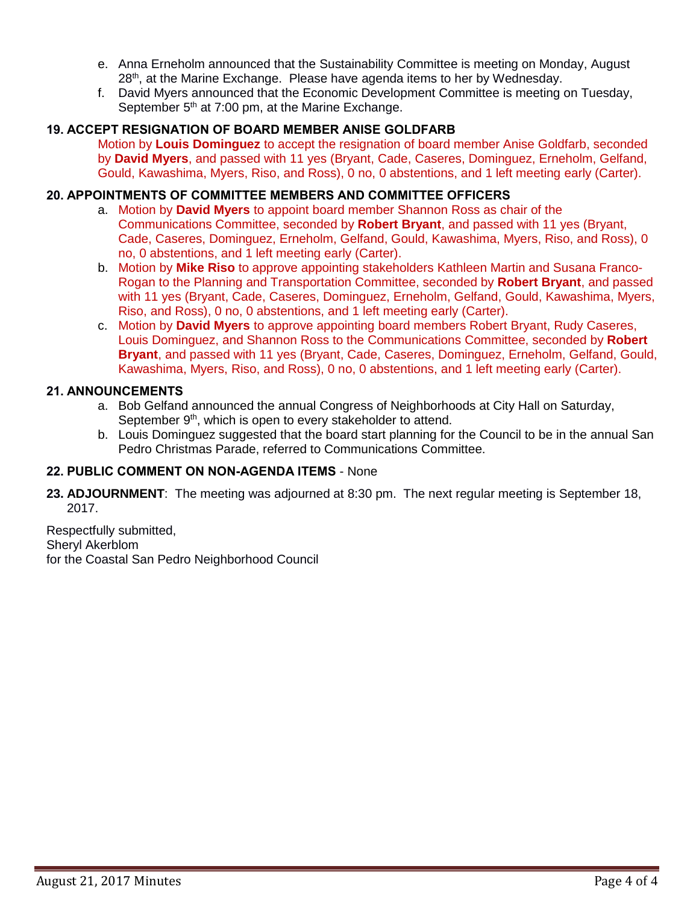e. Anna Erneholm announced that the Sustainability Committee is meeting on Monday, August 28th, at the Marine Exchange. Please have agenda items to her by Wednesday.
f. David Myers announced that the Economic Development Committee is meeting on Tuesday, September 5th at 7:00 pm, at the Marine Exchange.

**19. ACCEPT RESIGNATION OF BOARD MEMBER ANISE GOLDFARB**

Motion by **Louis Dominguez** to accept the resignation of board member Anise Goldfarb, seconded by **David Myers**, and passed with 11 yes (Bryant, Cade, Caseres, Dominguez, Erneholm, Gelfand, Gould, Kawashima, Myers, Riso, and Ross), 0 no, 0 abstentions, and 1 left meeting early (Carter).

**20. APPOINTMENTS OF COMMITTEE MEMBERS AND COMMITTEE OFFICERS**

a. Motion by **David Myers** to appoint board member Shannon Ross as chair of the Communications Committee, seconded by **Robert Bryant**, and passed with 11 yes (Bryant, Cade, Caseres, Dominguez, Erneholm, Gelfand, Gould, Kawashima, Myers, Riso, and Ross), 0 no, 0 abstentions, and 1 left meeting early (Carter).
b. Motion by **Mike Riso** to approve appointing stakeholders Kathleen Martin and Susana Franco-Rogan to the Planning and Transportation Committee, seconded by **Robert Bryant**, and passed with 11 yes (Bryant, Cade, Caseres, Dominguez, Erneholm, Gelfand, Gould, Kawashima, Myers, Riso, and Ross), 0 no, 0 abstentions, and 1 left meeting early (Carter).
c. Motion by **David Myers** to approve appointing board members Robert Bryant, Rudy Caseres, Louis Dominguez, and Shannon Ross to the Communications Committee, seconded by **Robert Bryant**, and passed with 11 yes (Bryant, Cade, Caseres, Dominguez, Erneholm, Gelfand, Gould, Kawashima, Myers, Riso, and Ross), 0 no, 0 abstentions, and 1 left meeting early (Carter).

**21. ANNOUNCEMENTS**

a. Bob Gelfand announced the annual Congress of Neighborhoods at City Hall on Saturday, September 9th, which is open to every stakeholder to attend.
b. Louis Dominguez suggested that the board start planning for the Council to be in the annual San Pedro Christmas Parade, referred to Communications Committee.

**22. PUBLIC COMMENT ON NON-AGENDA ITEMS** - None

**23. ADJOURNMENT**: The meeting was adjourned at 8:30 pm. The next regular meeting is September 18, 2017.

Respectfully submitted,
Sheryl Akerblom
for the Coastal San Pedro Neighborhood Council